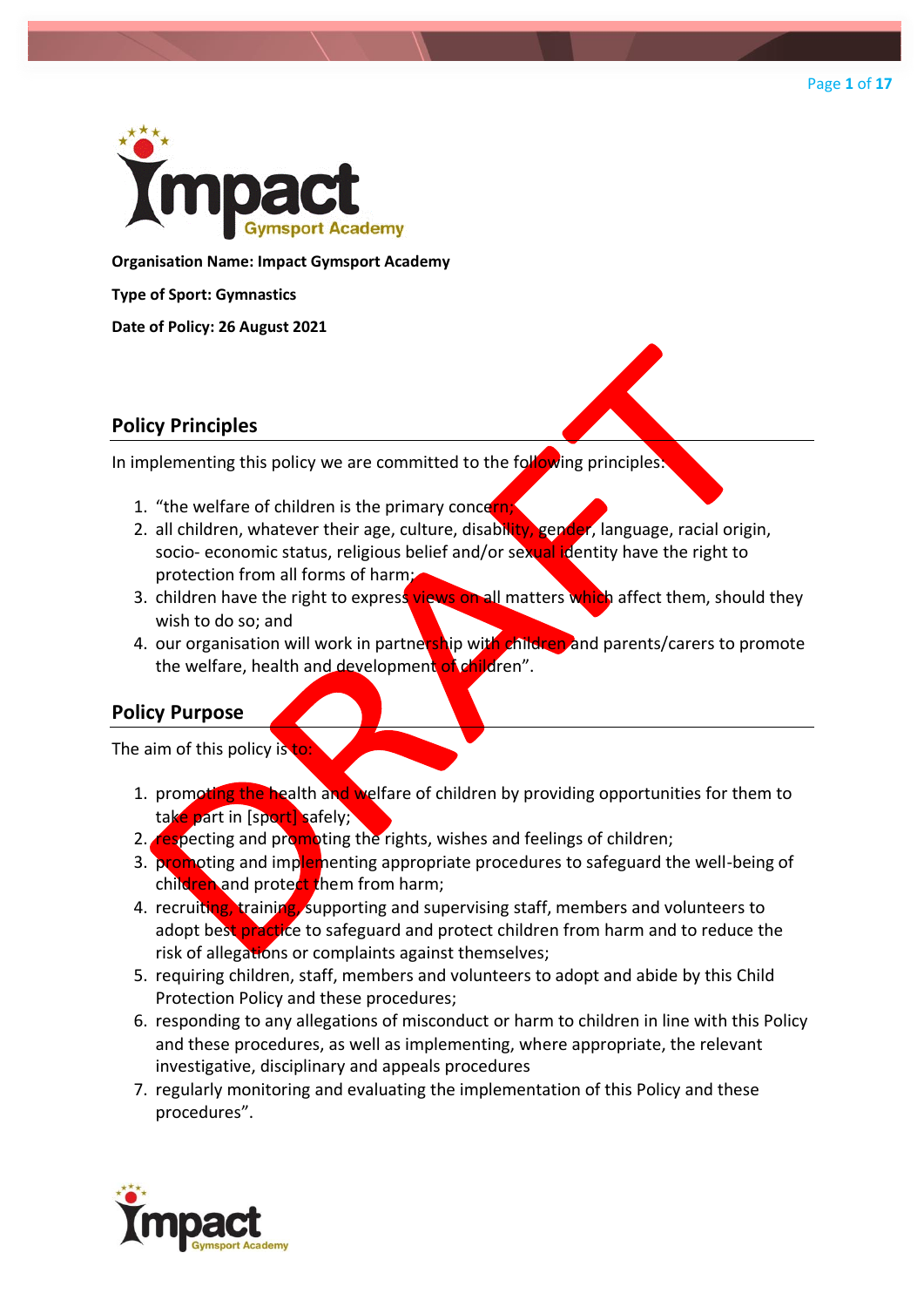**Organisation Name: Impact Gymsport Academy**

**Type of Sport: Gymnastics**

**Date of Policy: 26 August 2021**

## Policy Principles

In implementing this policy we are committed to the following principles:

1. "the welfare of children is the primary concern;
2. all children, whatever their age, culture, disability, gender, language, racial origin, socio- economic status, religious belief and/or sexual identity have the right to protection from all forms of harm;
3. children have the right to express views on all matters which affect them, should they wish to do so; and
4. our organisation will work in partnership with children and parents/carers to promote the welfare, health and development of children".

## Policy Purpose

The aim of this policy is to:

1. promoting the health and welfare of children by providing opportunities for them to take part in [sport] safely;
2. respecting and promoting the rights, wishes and feelings of children;
3. promoting and implementing appropriate procedures to safeguard the well-being of children and protect them from harm;
4. recruiting, training, supporting and supervising staff, members and volunteers to adopt best practice to safeguard and protect children from harm and to reduce the risk of allegations or complaints against themselves;
5. requiring children, staff, members and volunteers to adopt and abide by this Child Protection Policy and these procedures;
6. responding to any allegations of misconduct or harm to children in line with this Policy and these procedures, as well as implementing, where appropriate, the relevant investigative, disciplinary and appeals procedures
7. regularly monitoring and evaluating the implementation of this Policy and these procedures".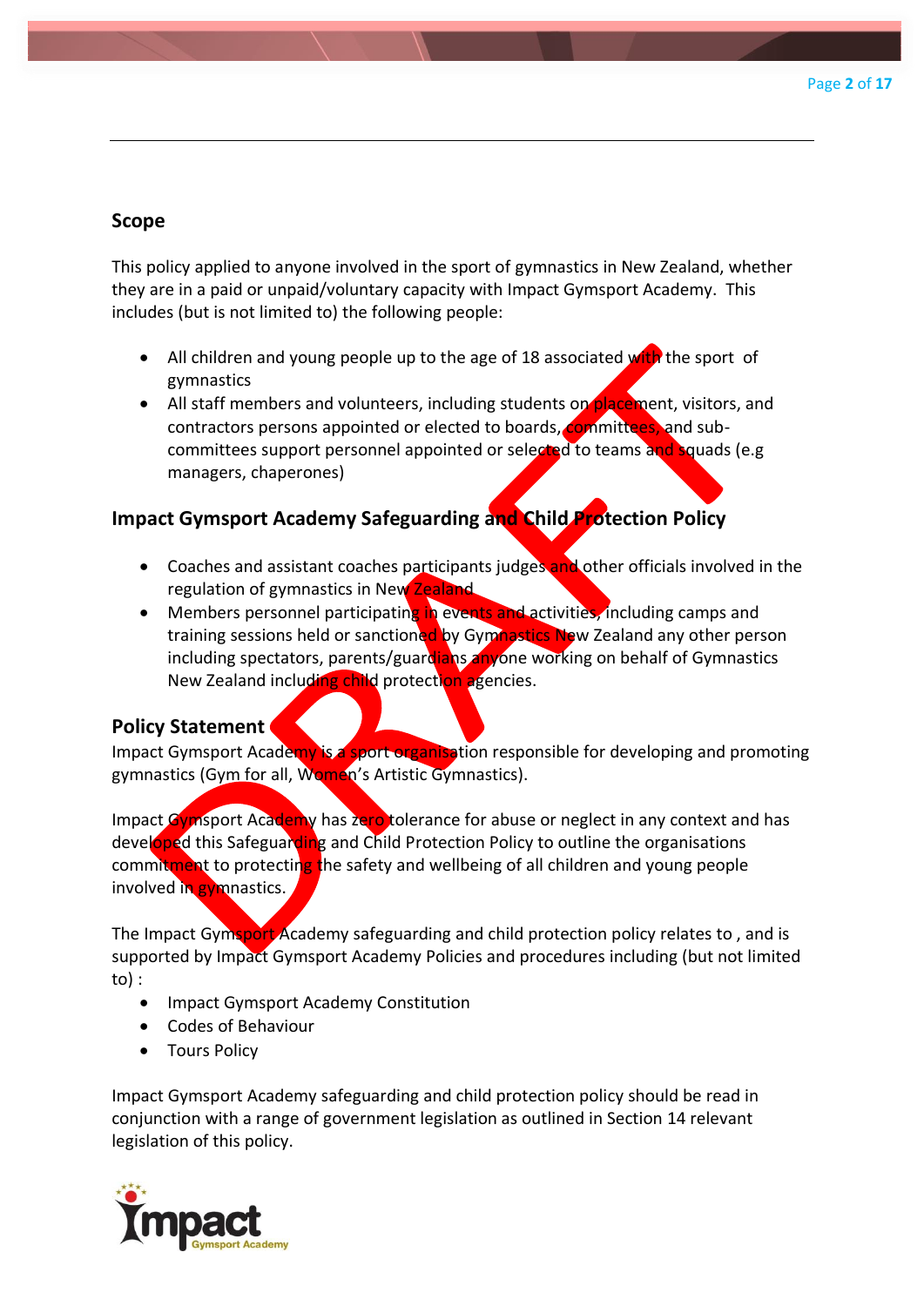## Scope

This policy applied to anyone involved in the sport of gymnastics in New Zealand, whether they are in a paid or unpaid/voluntary capacity with Impact Gymsport Academy. This includes (but is not limited to) the following people:

- All children and young people up to the age of 18 associated with the sport of gymnastics
- All staff members and volunteers, including students on placement, visitors, and contractors persons appointed or elected to boards, committees, and sub-committees support personnel appointed or selected to teams and squads (e.g managers, chaperones)

## Impact Gymsport Academy Safeguarding and Child Protection Policy

- Coaches and assistant coaches participants judges and other officials involved in the regulation of gymnastics in New Zealand
- Members personnel participating in events and activities, including camps and training sessions held or sanctioned by Gymnastics New Zealand any other person including spectators, parents/guardians anyone working on behalf of Gymnastics New Zealand including child protection agencies.

## Policy Statement

Impact Gymsport Academy is a sport organisation responsible for developing and promoting gymnastics (Gym for all, Women's Artistic Gymnastics).

Impact Gymsport Academy has zero tolerance for abuse or neglect in any context and has developed this Safeguarding and Child Protection Policy to outline the organisations commitment to protecting the safety and wellbeing of all children and young people involved in gymnastics.

The Impact Gymsport Academy safeguarding and child protection policy relates to , and is supported by Impact Gymsport Academy Policies and procedures including (but not limited to) :

- Impact Gymsport Academy Constitution
- Codes of Behaviour
- Tours Policy

Impact Gymsport Academy safeguarding and child protection policy should be read in conjunction with a range of government legislation as outlined in Section 14 relevant legislation of this policy.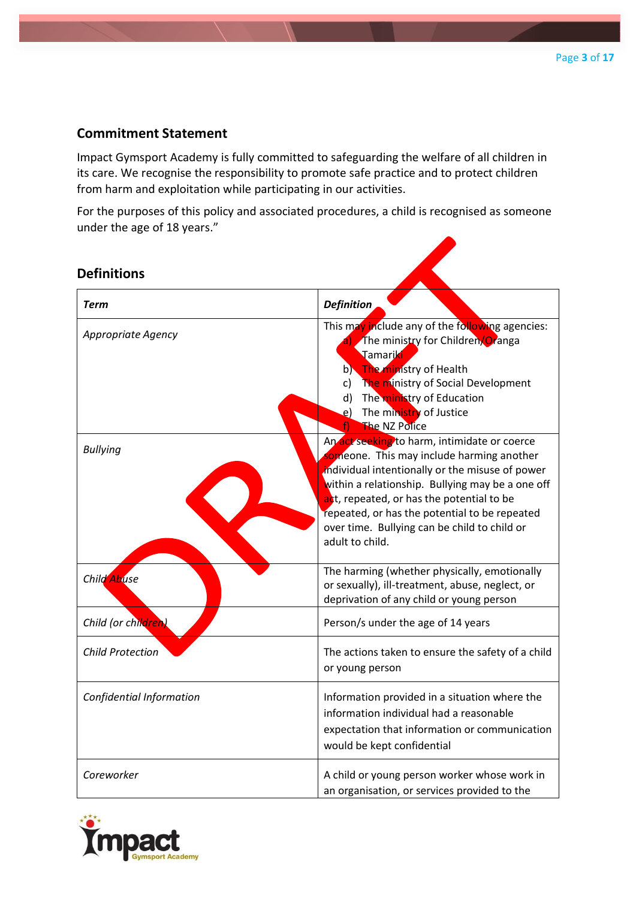## Commitment Statement

Impact Gymsport Academy is fully committed to safeguarding the welfare of all children in its care. We recognise the responsibility to promote safe practice and to protect children from harm and exploitation while participating in our activities.

For the purposes of this policy and associated procedures, a child is recognised as someone under the age of 18 years."

## Definitions

| *Term* | *Definition* |
|---|---|
| *Appropriate Agency* | This may include any of the following agencies:<br>a) The ministry for Children/Oranga Tamariki<br>b) The ministry of Health<br>c) The ministry of Social Development<br>d) The ministry of Education<br>e) The ministry of Justice<br>f) The NZ Police |
| *Bullying* | An act seeking to harm, intimidate or coerce someone. This may include harming another individual intentionally or the misuse of power within a relationship. Bullying may be a one off act, repeated, or has the potential to be repeated, or has the potential to be repeated over time. Bullying can be child to child or adult to child. |
| *Child Abuse* | The harming (whether physically, emotionally or sexually), ill-treatment, abuse, neglect, or deprivation of any child or young person |
| *Child (or children)* | Person/s under the age of 14 years |
| *Child Protection* | The actions taken to ensure the safety of a child or young person |
| *Confidential Information* | Information provided in a situation where the information individual had a reasonable expectation that information or communication would be kept confidential |
| *Coreworker* | A child or young person worker whose work in an organisation, or services provided to the |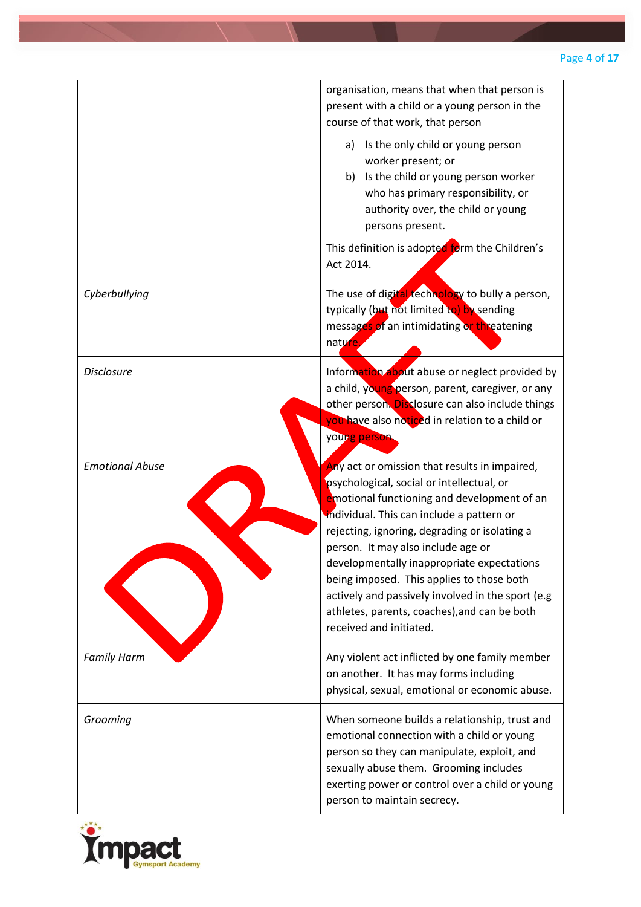| | |
|---|---|
| | organisation, means that when that person is present with a child or a young person in the course of that work, that person<br><br>a) Is the only child or young person worker present; or<br>b) Is the child or young person worker who has primary responsibility, or authority over, the child or young persons present.<br><br>This definition is adopted form the Children's Act 2014. |
| *Cyberbullying* | The use of digital technology to bully a person, typically (but not limited to) by sending messages of an intimidating or threatening nature. |
| *Disclosure* | Information about abuse or neglect provided by a child, young person, parent, caregiver, or any other person. Disclosure can also include things you have also noticed in relation to a child or young person. |
| *Emotional Abuse* | Any act or omission that results in impaired, psychological, social or intellectual, or emotional functioning and development of an individual. This can include a pattern or rejecting, ignoring, degrading or isolating a person. It may also include age or developmentally inappropriate expectations being imposed. This applies to those both actively and passively involved in the sport (e.g athletes, parents, coaches),and can be both received and initiated. |
| *Family Harm* | Any violent act inflicted by one family member on another. It has may forms including physical, sexual, emotional or economic abuse. |
| *Grooming* | When someone builds a relationship, trust and emotional connection with a child or young person so they can manipulate, exploit, and sexually abuse them. Grooming includes exerting power or control over a child or young person to maintain secrecy. |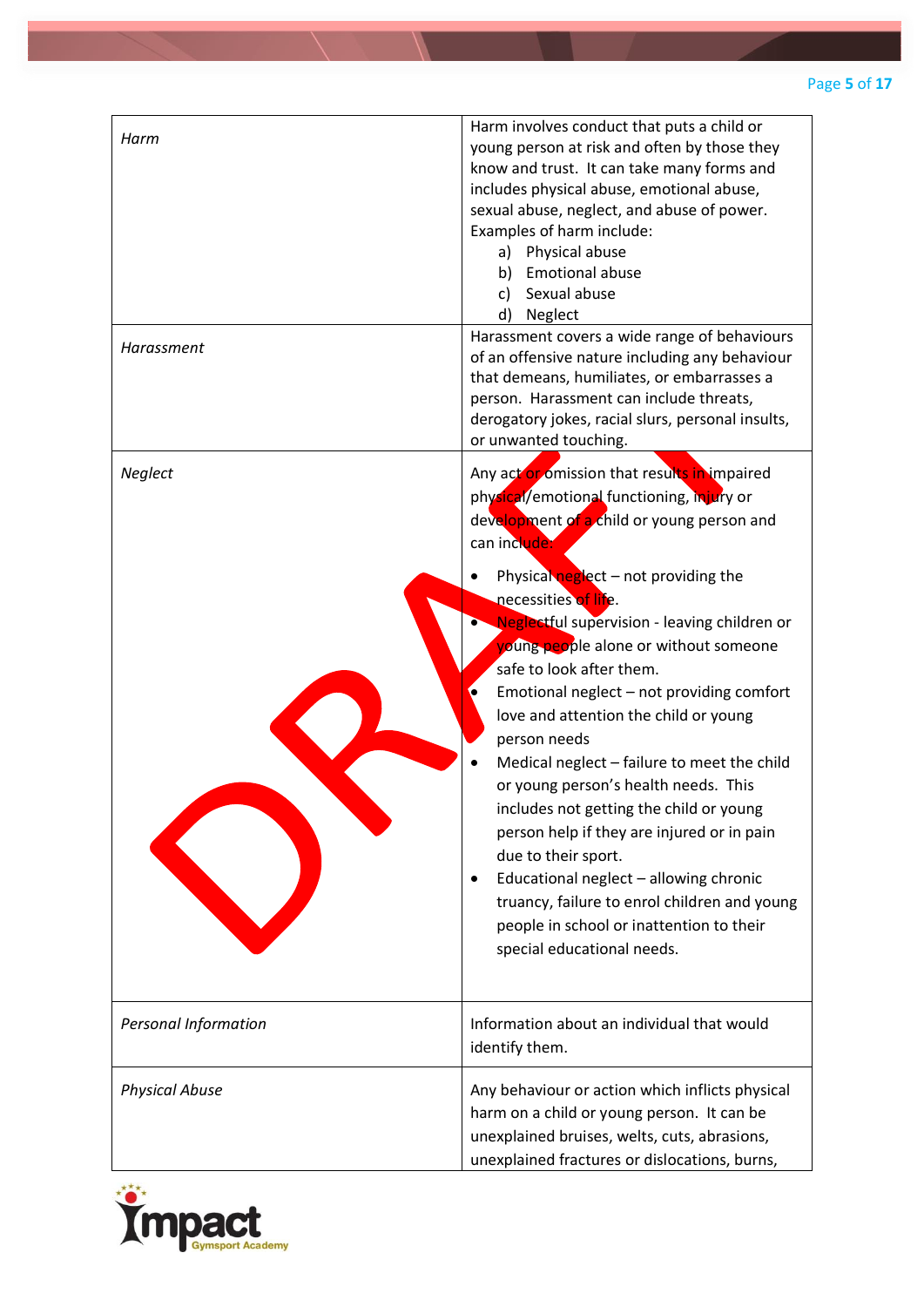| | |
|---|---|
| *Harm* | Harm involves conduct that puts a child or young person at risk and often by those they know and trust. It can take many forms and includes physical abuse, emotional abuse, sexual abuse, neglect, and abuse of power. Examples of harm include:<br>a) Physical abuse<br>b) Emotional abuse<br>c) Sexual abuse<br>d) Neglect |
| *Harassment* | Harassment covers a wide range of behaviours of an offensive nature including any behaviour that demeans, humiliates, or embarrasses a person. Harassment can include threats, derogatory jokes, racial slurs, personal insults, or unwanted touching. |
| *Neglect* | Any act or omission that results in impaired physical/emotional functioning, injury or development of a child or young person and can include:<br>• Physical neglect – not providing the necessities of life.<br>• Neglectful supervision - leaving children or young people alone or without someone safe to look after them.<br>• Emotional neglect – not providing comfort love and attention the child or young person needs<br>• Medical neglect – failure to meet the child or young person's health needs. This includes not getting the child or young person help if they are injured or in pain due to their sport.<br>• Educational neglect – allowing chronic truancy, failure to enrol children and young people in school or inattention to their special educational needs. |
| *Personal Information* | Information about an individual that would identify them. |
| *Physical Abuse* | Any behaviour or action which inflicts physical harm on a child or young person. It can be unexplained bruises, welts, cuts, abrasions, unexplained fractures or dislocations, burns, |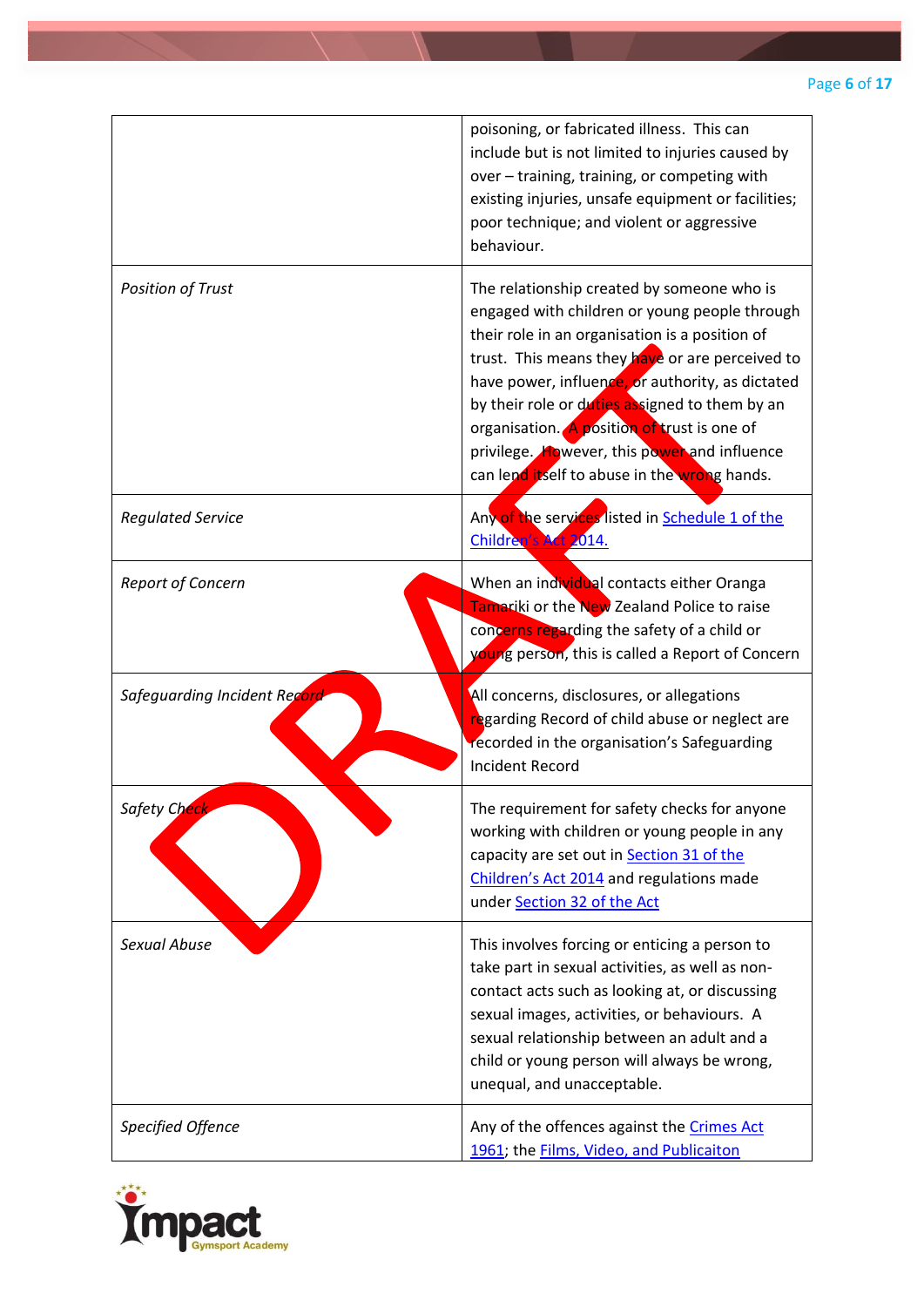| | |
|---|---|
| | poisoning, or fabricated illness. This can include but is not limited to injuries caused by over – training, training, or competing with existing injuries, unsafe equipment or facilities; poor technique; and violent or aggressive behaviour. |
| *Position of Trust* | The relationship created by someone who is engaged with children or young people through their role in an organisation is a position of trust. This means they have or are perceived to have power, influence, or authority, as dictated by their role or duties assigned to them by an organisation. A position of trust is one of privilege. However, this power and influence can lend itself to abuse in the wrong hands. |
| *Regulated Service* | Any of the services listed in [Schedule 1 of the Children's Act 2014.]() |
| *Report of Concern* | When an individual contacts either Oranga Tamariki or the New Zealand Police to raise concerns regarding the safety of a child or young person, this is called a Report of Concern |
| *Safeguarding Incident Record* | All concerns, disclosures, or allegations regarding Record of child abuse or neglect are recorded in the organisation's Safeguarding Incident Record |
| *Safety Check* | The requirement for safety checks for anyone working with children or young people in any capacity are set out in [Section 31 of the Children's Act 2014]() and regulations made under [Section 32 of the Act]() |
| *Sexual Abuse* | This involves forcing or enticing a person to take part in sexual activities, as well as non-contact acts such as looking at, or discussing sexual images, activities, or behaviours. A sexual relationship between an adult and a child or young person will always be wrong, unequal, and unacceptable. |
| *Specified Offence* | Any of the offences against the [Crimes Act 1961](); the [Films, Video, and Publicaiton]() |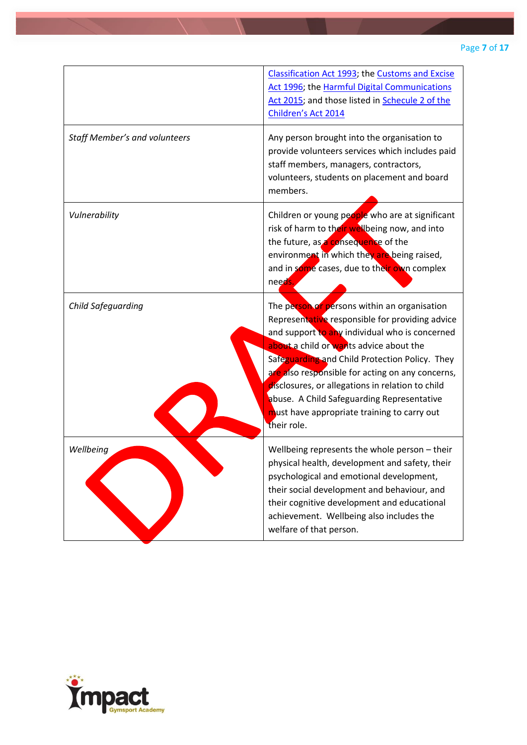| | |
|---|---|
| | Classification Act 1993; the Customs and Excise Act 1996; the Harmful Digital Communications Act 2015; and those listed in Schecule 2 of the Children's Act 2014 |
| *Staff Member's and volunteers* | Any person brought into the organisation to provide volunteers services which includes paid staff members, managers, contractors, volunteers, students on placement and board members. |
| *Vulnerability* | Children or young people who are at significant risk of harm to their wellbeing now, and into the future, as a consequence of the environment in which they are being raised, and in some cases, due to their own complex needs. |
| *Child Safeguarding* | The person or persons within an organisation Representative responsible for providing advice and support to any individual who is concerned about a child or wants advice about the Safeguarding and Child Protection Policy. They are also responsible for acting on any concerns, disclosures, or allegations in relation to child abuse. A Child Safeguarding Representative must have appropriate training to carry out their role. |
| *Wellbeing* | Wellbeing represents the whole person – their physical health, development and safety, their psychological and emotional development, their social development and behaviour, and their cognitive development and educational achievement. Wellbeing also includes the welfare of that person. |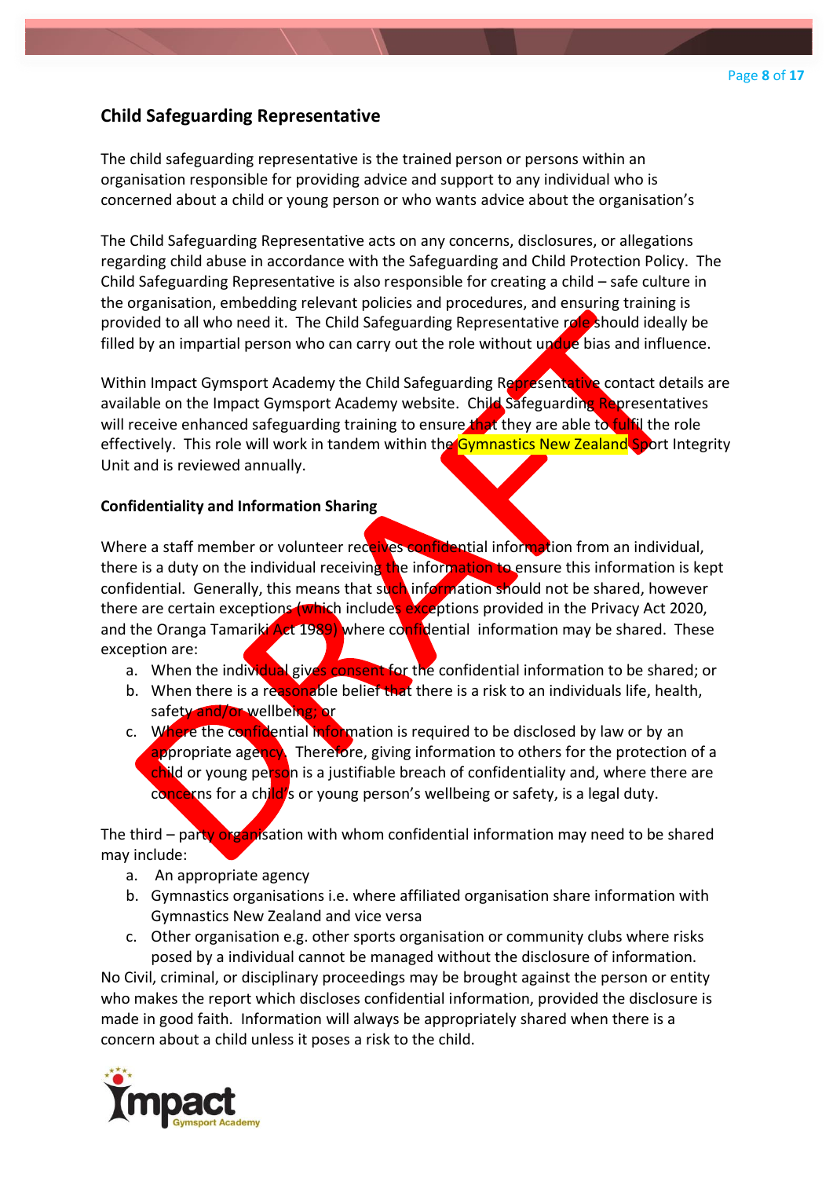## Child Safeguarding Representative

The child safeguarding representative is the trained person or persons within an organisation responsible for providing advice and support to any individual who is concerned about a child or young person or who wants advice about the organisation's

The Child Safeguarding Representative acts on any concerns, disclosures, or allegations regarding child abuse in accordance with the Safeguarding and Child Protection Policy. The Child Safeguarding Representative is also responsible for creating a child – safe culture in the organisation, embedding relevant policies and procedures, and ensuring training is provided to all who need it. The Child Safeguarding Representative role should ideally be filled by an impartial person who can carry out the role without undue bias and influence.

Within Impact Gymsport Academy the Child Safeguarding Representative contact details are available on the Impact Gymsport Academy website. Child Safeguarding Representatives will receive enhanced safeguarding training to ensure that they are able to fulfil the role effectively. This role will work in tandem within the Gymnastics New Zealand Sport Integrity Unit and is reviewed annually.

**Confidentiality and Information Sharing**

Where a staff member or volunteer receives confidential information from an individual, there is a duty on the individual receiving the information to ensure this information is kept confidential. Generally, this means that such information should not be shared, however there are certain exceptions (which includes exceptions provided in the Privacy Act 2020, and the Oranga Tamariki Act 1989) where confidential information may be shared. These exception are:

a. When the individual gives consent for the confidential information to be shared; or
b. When there is a reasonable belief that there is a risk to an individuals life, health, safety and/or wellbeing; or
c. Where the confidential information is required to be disclosed by law or by an appropriate agency. Therefore, giving information to others for the protection of a child or young person is a justifiable breach of confidentiality and, where there are concerns for a child's or young person's wellbeing or safety, is a legal duty.

The third – party organisation with whom confidential information may need to be shared may include:

a. An appropriate agency
b. Gymnastics organisations i.e. where affiliated organisation share information with Gymnastics New Zealand and vice versa
c. Other organisation e.g. other sports organisation or community clubs where risks posed by a individual cannot be managed without the disclosure of information.

No Civil, criminal, or disciplinary proceedings may be brought against the person or entity who makes the report which discloses confidential information, provided the disclosure is made in good faith. Information will always be appropriately shared when there is a concern about a child unless it poses a risk to the child.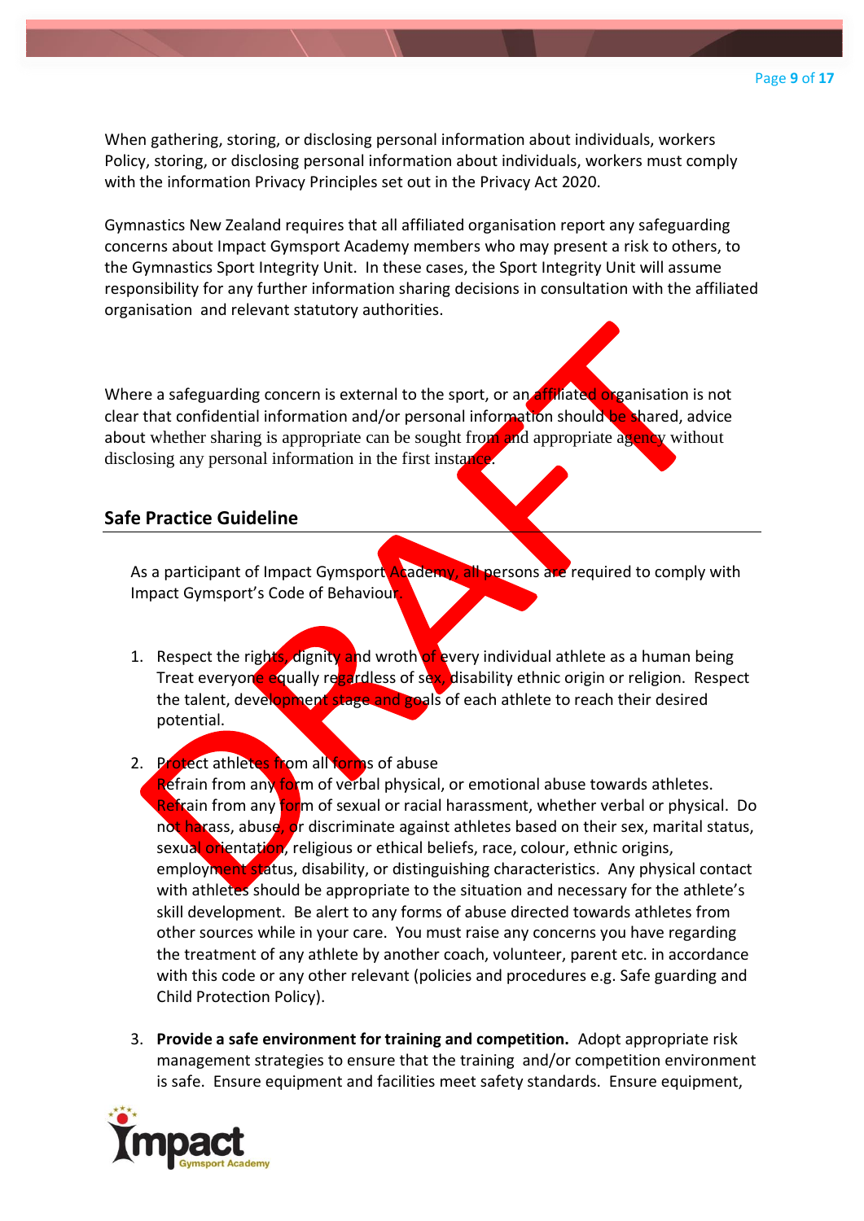When gathering, storing, or disclosing personal information about individuals, workers Policy, storing, or disclosing personal information about individuals, workers must comply with the information Privacy Principles set out in the Privacy Act 2020.

Gymnastics New Zealand requires that all affiliated organisation report any safeguarding concerns about Impact Gymsport Academy members who may present a risk to others, to the Gymnastics Sport Integrity Unit. In these cases, the Sport Integrity Unit will assume responsibility for any further information sharing decisions in consultation with the affiliated organisation and relevant statutory authorities.

Where a safeguarding concern is external to the sport, or an affiliated organisation is not clear that confidential information and/or personal information should be shared, advice about whether sharing is appropriate can be sought from and appropriate agency without disclosing any personal information in the first instance.

## Safe Practice Guideline

As a participant of Impact Gymsport Academy, all persons are required to comply with Impact Gymsport's Code of Behaviour.

1. Respect the rights, dignity and wroth of every individual athlete as a human being Treat everyone equally regardless of sex, disability ethnic origin or religion. Respect the talent, development stage and goals of each athlete to reach their desired potential.

2. Protect athletes from all forms of abuse
   Refrain from any form of verbal physical, or emotional abuse towards athletes. Refrain from any form of sexual or racial harassment, whether verbal or physical. Do not harass, abuse, or discriminate against athletes based on their sex, marital status, sexual orientation, religious or ethical beliefs, race, colour, ethnic origins, employment status, disability, or distinguishing characteristics. Any physical contact with athletes should be appropriate to the situation and necessary for the athlete's skill development. Be alert to any forms of abuse directed towards athletes from other sources while in your care. You must raise any concerns you have regarding the treatment of any athlete by another coach, volunteer, parent etc. in accordance with this code or any other relevant (policies and procedures e.g. Safe guarding and Child Protection Policy).

3. **Provide a safe environment for training and competition.** Adopt appropriate risk management strategies to ensure that the training and/or competition environment is safe. Ensure equipment and facilities meet safety standards. Ensure equipment,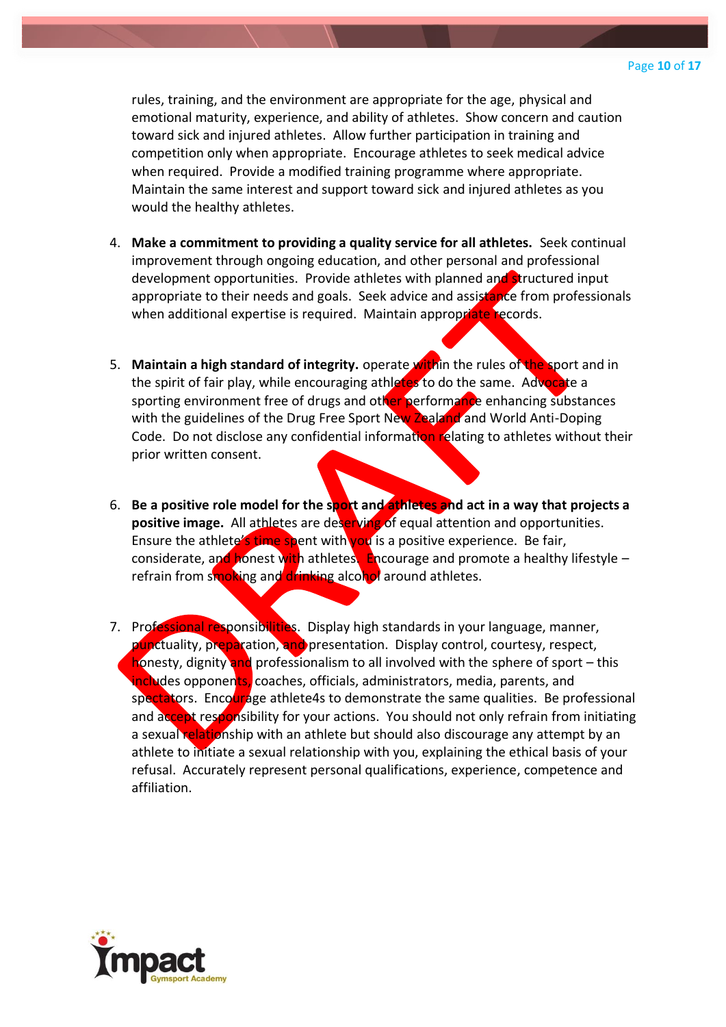rules, training, and the environment are appropriate for the age, physical and emotional maturity, experience, and ability of athletes. Show concern and caution toward sick and injured athletes. Allow further participation in training and competition only when appropriate. Encourage athletes to seek medical advice when required. Provide a modified training programme where appropriate. Maintain the same interest and support toward sick and injured athletes as you would the healthy athletes.

4. **Make a commitment to providing a quality service for all athletes.** Seek continual improvement through ongoing education, and other personal and professional development opportunities. Provide athletes with planned and structured input appropriate to their needs and goals. Seek advice and assistance from professionals when additional expertise is required. Maintain appropriate records.

5. **Maintain a high standard of integrity.** operate within the rules of the sport and in the spirit of fair play, while encouraging athletes to do the same. Advocate a sporting environment free of drugs and other performance enhancing substances with the guidelines of the Drug Free Sport New Zealand and World Anti-Doping Code. Do not disclose any confidential information relating to athletes without their prior written consent.

6. **Be a positive role model for the sport and athletes and act in a way that projects a positive image.** All athletes are deserving of equal attention and opportunities. Ensure the athlete's time spent with you is a positive experience. Be fair, considerate, and honest with athletes. Encourage and promote a healthy lifestyle – refrain from smoking and drinking alcohol around athletes.

7. Professional responsibilities. Display high standards in your language, manner, punctuality, preparation, and presentation. Display control, courtesy, respect, honesty, dignity and professionalism to all involved with the sphere of sport – this includes opponents, coaches, officials, administrators, media, parents, and spectators. Encourage athlete4s to demonstrate the same qualities. Be professional and accept responsibility for your actions. You should not only refrain from initiating a sexual relationship with an athlete but should also discourage any attempt by an athlete to initiate a sexual relationship with you, explaining the ethical basis of your refusal. Accurately represent personal qualifications, experience, competence and affiliation.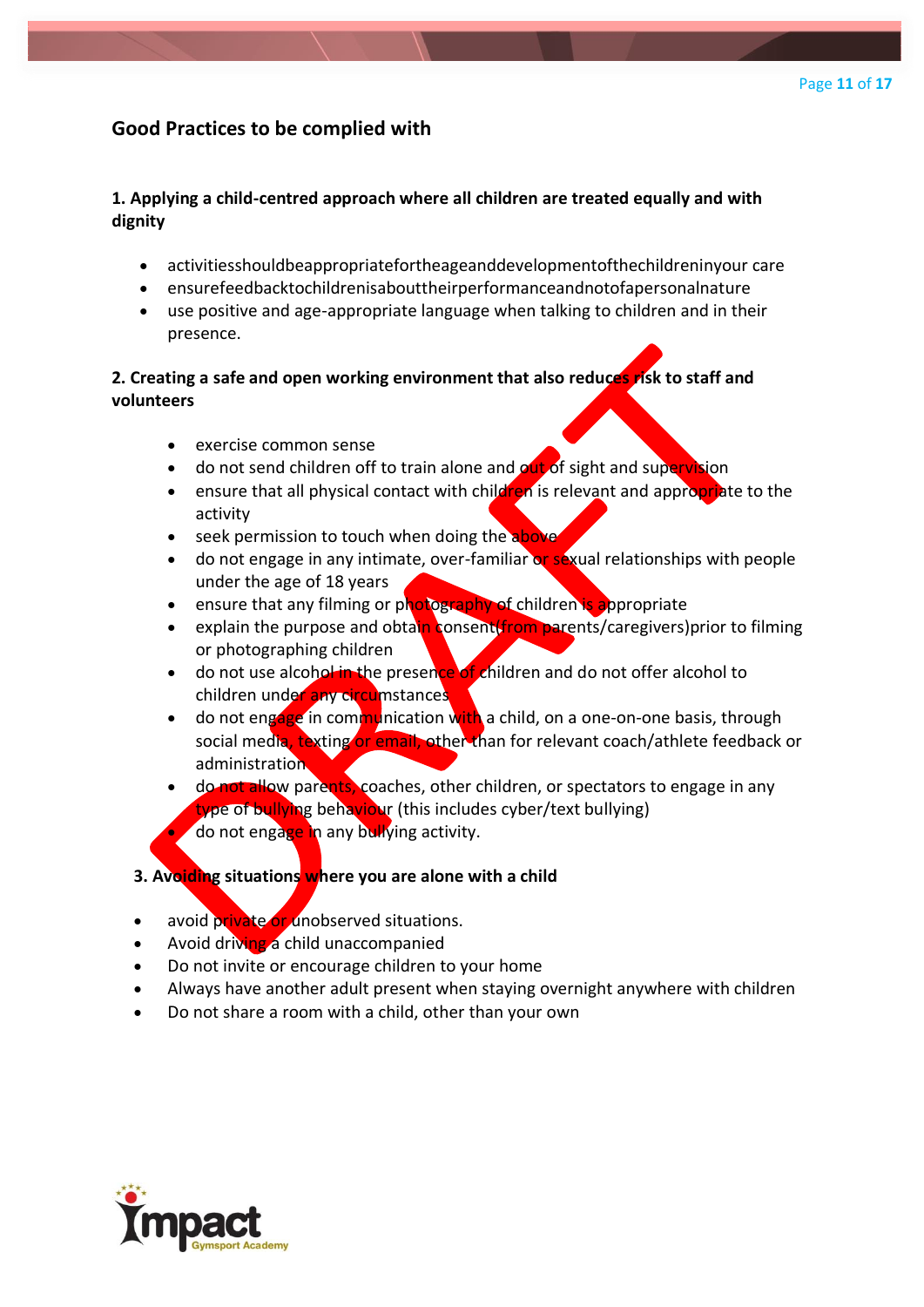## Good Practices to be complied with

### 1. Applying a child-centred approach where all children are treated equally and with dignity

- activitiesshouldbeappropriatefortheageanddevelopmentofthechildreninyour care
- ensurefeedbacktochildrenisabouttheirperformanceandnotofapersonalnature
- use positive and age-appropriate language when talking to children and in their presence.

### 2. Creating a safe and open working environment that also reduces risk to staff and volunteers

- exercise common sense
- do not send children off to train alone and out of sight and supervision
- ensure that all physical contact with children is relevant and appropriate to the activity
- seek permission to touch when doing the above
- do not engage in any intimate, over-familiar or sexual relationships with people under the age of 18 years
- ensure that any filming or photography of children is appropriate
- explain the purpose and obtain consent(from parents/caregivers)prior to filming or photographing children
- do not use alcohol in the presence of children and do not offer alcohol to children under any circumstances
- do not engage in communication with a child, on a one-on-one basis, through social media, texting or email, other than for relevant coach/athlete feedback or administration
- do not allow parents, coaches, other children, or spectators to engage in any type of bullying behaviour (this includes cyber/text bullying)
- do not engage in any bullying activity.

### 3. Avoiding situations where you are alone with a child

- avoid private or unobserved situations.
- Avoid driving a child unaccompanied
- Do not invite or encourage children to your home
- Always have another adult present when staying overnight anywhere with children
- Do not share a room with a child, other than your own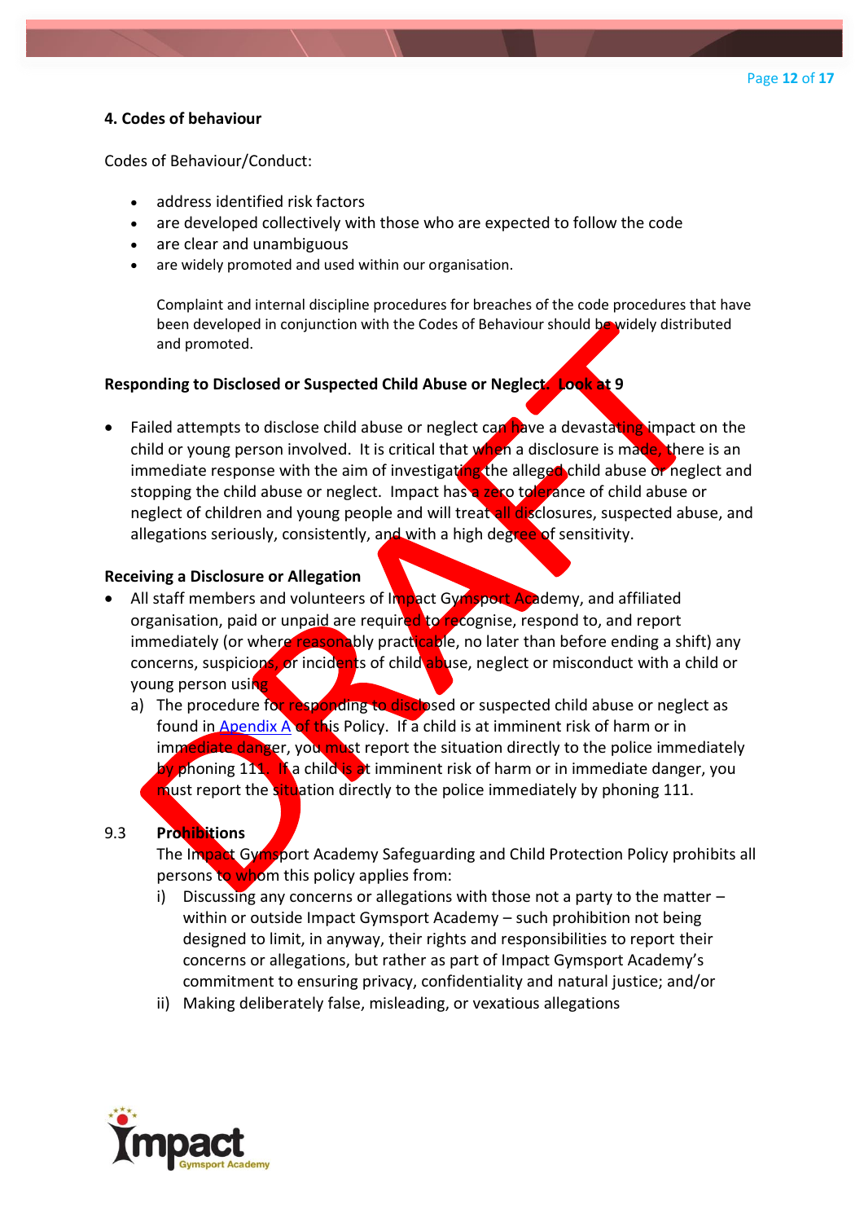**4. Codes of behaviour**

Codes of Behaviour/Conduct:

- address identified risk factors
- are developed collectively with those who are expected to follow the code
- are clear and unambiguous
- are widely promoted and used within our organisation.

  Complaint and internal discipline procedures for breaches of the code procedures that have been developed in conjunction with the Codes of Behaviour should be widely distributed and promoted.

**Responding to Disclosed or Suspected Child Abuse or Neglect. Look at 9**

- Failed attempts to disclose child abuse or neglect can have a devastating impact on the child or young person involved. It is critical that when a disclosure is made, there is an immediate response with the aim of investigating the alleged child abuse or neglect and stopping the child abuse or neglect. Impact has a zero tolerance of child abuse or neglect of children and young people and will treat all disclosures, suspected abuse, and allegations seriously, consistently, and with a high degree of sensitivity.

**Receiving a Disclosure or Allegation**

- All staff members and volunteers of Impact Gymsport Academy, and affiliated organisation, paid or unpaid are required to recognise, respond to, and report immediately (or where reasonably practicable, no later than before ending a shift) any concerns, suspicions, or incidents of child abuse, neglect or misconduct with a child or young person using
  a) The procedure for responding to disclosed or suspected child abuse or neglect as found in Apendix A of this Policy. If a child is at imminent risk of harm or in immediate danger, you must report the situation directly to the police immediately by phoning 111. If a child is at imminent risk of harm or in immediate danger, you must report the situation directly to the police immediately by phoning 111.

9.3 **Prohibitions**

The Impact Gymsport Academy Safeguarding and Child Protection Policy prohibits all persons to whom this policy applies from:

i) Discussing any concerns or allegations with those not a party to the matter – within or outside Impact Gymsport Academy – such prohibition not being designed to limit, in anyway, their rights and responsibilities to report their concerns or allegations, but rather as part of Impact Gymsport Academy's commitment to ensuring privacy, confidentiality and natural justice; and/or

ii) Making deliberately false, misleading, or vexatious allegations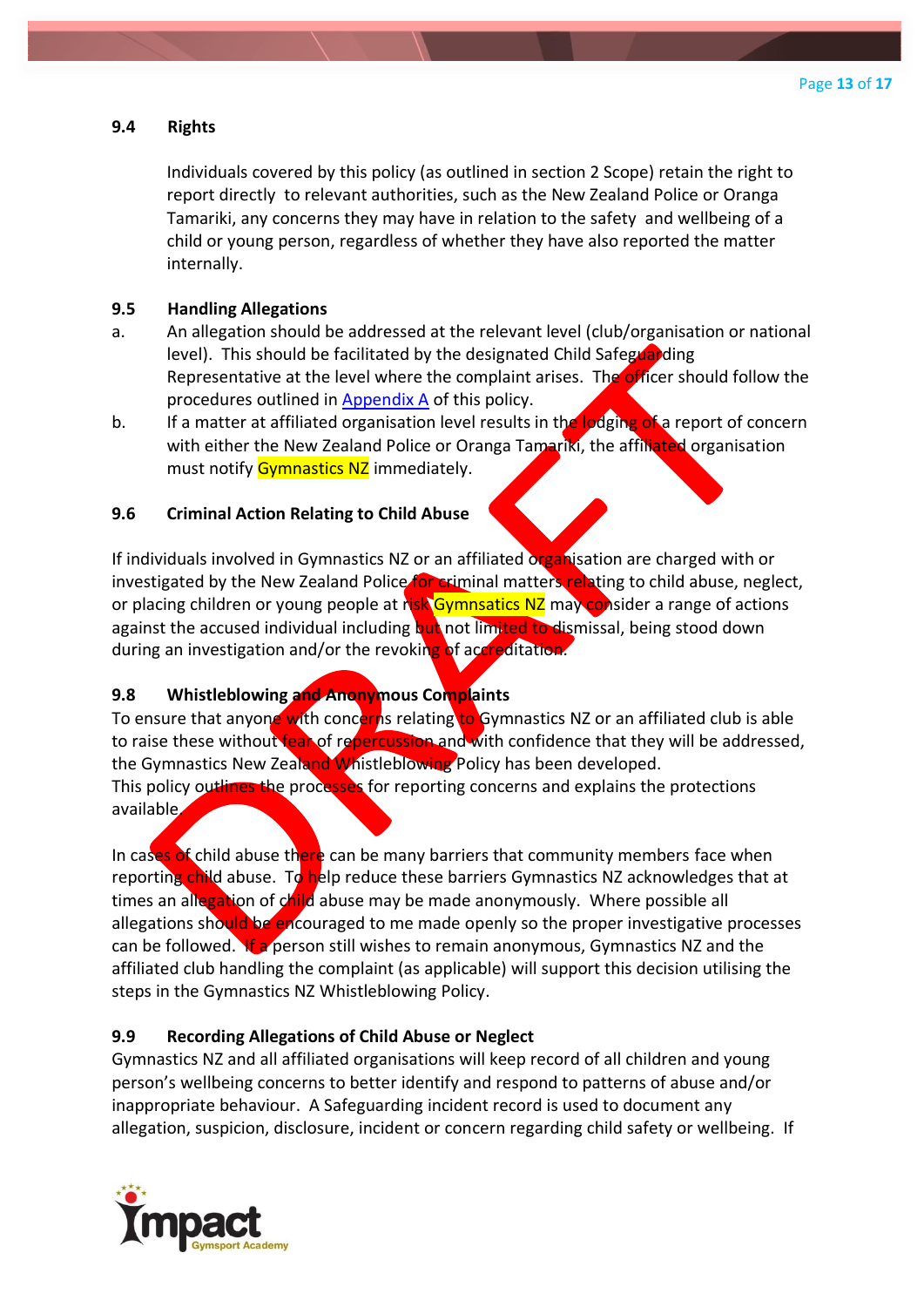### 9.4 Rights

Individuals covered by this policy (as outlined in section 2 Scope) retain the right to report directly to relevant authorities, such as the New Zealand Police or Oranga Tamariki, any concerns they may have in relation to the safety and wellbeing of a child or young person, regardless of whether they have also reported the matter internally.

### 9.5 Handling Allegations

a. An allegation should be addressed at the relevant level (club/organisation or national level). This should be facilitated by the designated Child Safeguarding Representative at the level where the complaint arises. The officer should follow the procedures outlined in Appendix A of this policy.

b. If a matter at affiliated organisation level results in the lodging of a report of concern with either the New Zealand Police or Oranga Tamariki, the affiliated organisation must notify Gymnastics NZ immediately.

### 9.6 Criminal Action Relating to Child Abuse

If individuals involved in Gymnastics NZ or an affiliated organisation are charged with or investigated by the New Zealand Police for criminal matters relating to child abuse, neglect, or placing children or young people at risk Gymnsatics NZ may consider a range of actions against the accused individual including but not limited to dismissal, being stood down during an investigation and/or the revoking of accreditation.

### 9.8 Whistleblowing and Anonymous Complaints

To ensure that anyone with concerns relating to Gymnastics NZ or an affiliated club is able to raise these without fear of repercussion and with confidence that they will be addressed, the Gymnastics New Zealand Whistleblowing Policy has been developed.
This policy outlines the processes for reporting concerns and explains the protections available.

In cases of child abuse there can be many barriers that community members face when reporting child abuse. To help reduce these barriers Gymnastics NZ acknowledges that at times an allegation of child abuse may be made anonymously. Where possible all allegations should be encouraged to me made openly so the proper investigative processes can be followed. If a person still wishes to remain anonymous, Gymnastics NZ and the affiliated club handling the complaint (as applicable) will support this decision utilising the steps in the Gymnastics NZ Whistleblowing Policy.

### 9.9 Recording Allegations of Child Abuse or Neglect

Gymnastics NZ and all affiliated organisations will keep record of all children and young person's wellbeing concerns to better identify and respond to patterns of abuse and/or inappropriate behaviour. A Safeguarding incident record is used to document any allegation, suspicion, disclosure, incident or concern regarding child safety or wellbeing. If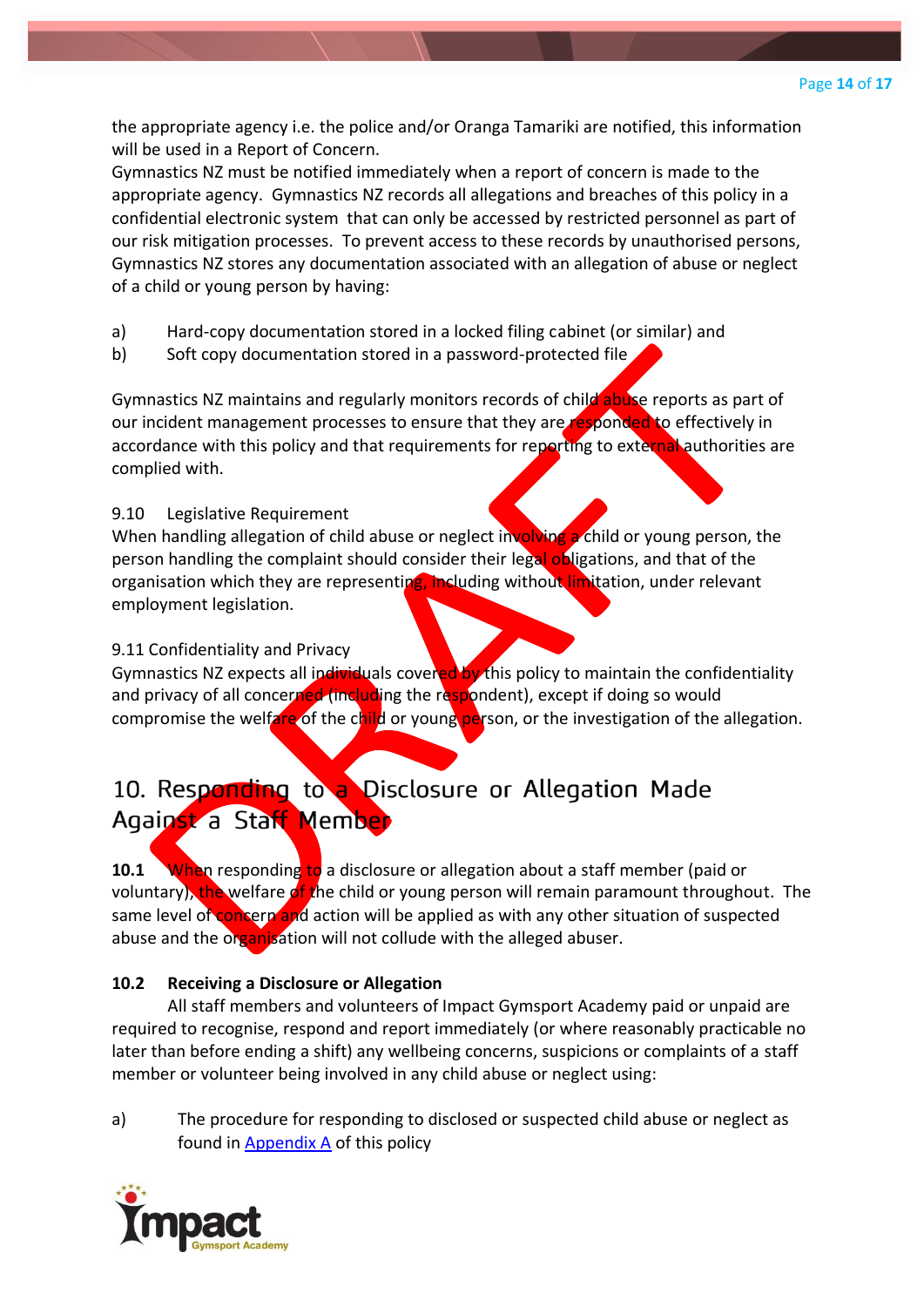the appropriate agency i.e. the police and/or Oranga Tamariki are notified, this information will be used in a Report of Concern.

Gymnastics NZ must be notified immediately when a report of concern is made to the appropriate agency. Gymnastics NZ records all allegations and breaches of this policy in a confidential electronic system that can only be accessed by restricted personnel as part of our risk mitigation processes. To prevent access to these records by unauthorised persons, Gymnastics NZ stores any documentation associated with an allegation of abuse or neglect of a child or young person by having:

a) Hard-copy documentation stored in a locked filing cabinet (or similar) and
b) Soft copy documentation stored in a password-protected file

Gymnastics NZ maintains and regularly monitors records of child abuse reports as part of our incident management processes to ensure that they are responded to effectively in accordance with this policy and that requirements for reporting to external authorities are complied with.

9.10 Legislative Requirement

When handling allegation of child abuse or neglect involving a child or young person, the person handling the complaint should consider their legal obligations, and that of the organisation which they are representing, including without limitation, under relevant employment legislation.

9.11 Confidentiality and Privacy

Gymnastics NZ expects all individuals covered by this policy to maintain the confidentiality and privacy of all concerned (including the respondent), except if doing so would compromise the welfare of the child or young person, or the investigation of the allegation.

## 10. Responding to a Disclosure or Allegation Made Against a Staff Member

**10.1** When responding to a disclosure or allegation about a staff member (paid or voluntary), the welfare of the child or young person will remain paramount throughout. The same level of concern and action will be applied as with any other situation of suspected abuse and the organisation will not collude with the alleged abuser.

**10.2 Receiving a Disclosure or Allegation**

All staff members and volunteers of Impact Gymsport Academy paid or unpaid are required to recognise, respond and report immediately (or where reasonably practicable no later than before ending a shift) any wellbeing concerns, suspicions or complaints of a staff member or volunteer being involved in any child abuse or neglect using:

a) The procedure for responding to disclosed or suspected child abuse or neglect as found in Appendix A of this policy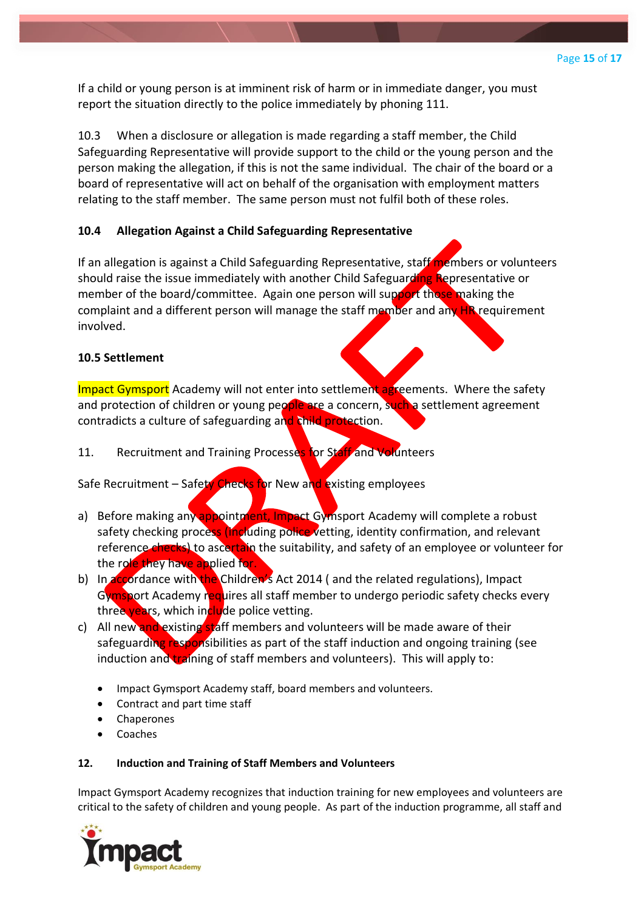If a child or young person is at imminent risk of harm or in immediate danger, you must report the situation directly to the police immediately by phoning 111.

10.3 When a disclosure or allegation is made regarding a staff member, the Child Safeguarding Representative will provide support to the child or the young person and the person making the allegation, if this is not the same individual. The chair of the board or a board of representative will act on behalf of the organisation with employment matters relating to the staff member. The same person must not fulfil both of these roles.

### 10.4 Allegation Against a Child Safeguarding Representative

If an allegation is against a Child Safeguarding Representative, staff members or volunteers should raise the issue immediately with another Child Safeguarding Representative or member of the board/committee. Again one person will support those making the complaint and a different person will manage the staff member and any HR requirement involved.

### 10.5 Settlement

Impact Gymsport Academy will not enter into settlement agreements. Where the safety and protection of children or young people are a concern, such a settlement agreement contradicts a culture of safeguarding and child protection.

11. Recruitment and Training Processes for Staff and Volunteers

Safe Recruitment – Safety Checks for New and existing employees

a) Before making any appointment, Impact Gymsport Academy will complete a robust safety checking process (including police vetting, identity confirmation, and relevant reference checks) to ascertain the suitability, and safety of an employee or volunteer for the role they have applied for.
b) In accordance with the Children's Act 2014 ( and the related regulations), Impact Gymsport Academy requires all staff member to undergo periodic safety checks every three years, which include police vetting.
c) All new and existing staff members and volunteers will be made aware of their safeguarding responsibilities as part of the staff induction and ongoing training (see induction and training of staff members and volunteers). This will apply to:

- Impact Gymsport Academy staff, board members and volunteers.
- Contract and part time staff
- Chaperones
- Coaches

### 12. Induction and Training of Staff Members and Volunteers

Impact Gymsport Academy recognizes that induction training for new employees and volunteers are critical to the safety of children and young people. As part of the induction programme, all staff and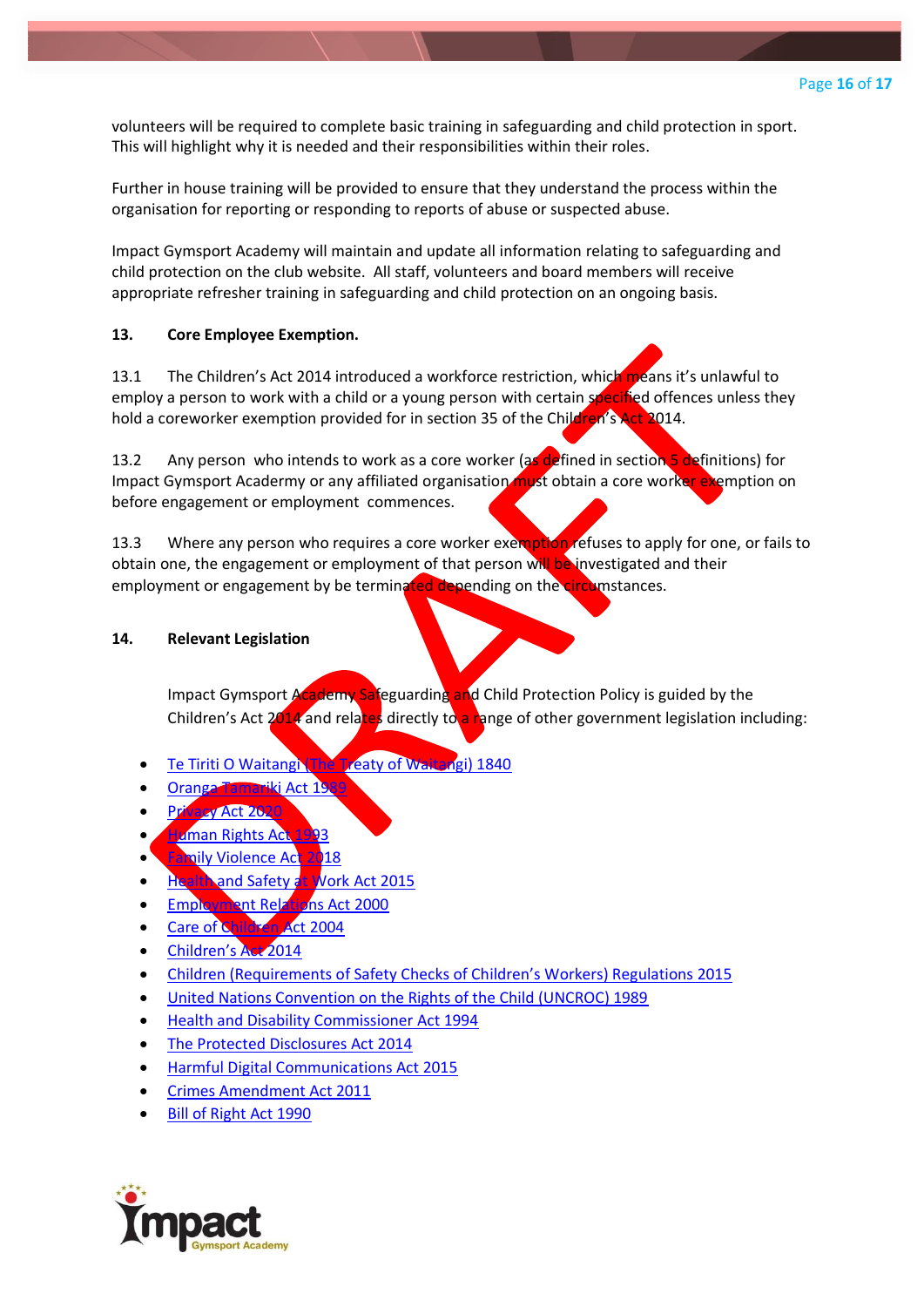volunteers will be required to complete basic training in safeguarding and child protection in sport. This will highlight why it is needed and their responsibilities within their roles.

Further in house training will be provided to ensure that they understand the process within the organisation for reporting or responding to reports of abuse or suspected abuse.

Impact Gymsport Academy will maintain and update all information relating to safeguarding and child protection on the club website. All staff, volunteers and board members will receive appropriate refresher training in safeguarding and child protection on an ongoing basis.

## 13. Core Employee Exemption.

13.1 The Children's Act 2014 introduced a workforce restriction, which means it's unlawful to employ a person to work with a child or a young person with certain specified offences unless they hold a coreworker exemption provided for in section 35 of the Children's Act 2014.

13.2 Any person who intends to work as a core worker (as defined in section 5 definitions) for Impact Gymsport Acadermy or any affiliated organisation must obtain a core worker exemption on before engagement or employment commences.

13.3 Where any person who requires a core worker exemption refuses to apply for one, or fails to obtain one, the engagement or employment of that person will be investigated and their employment or engagement by be terminated depending on the circumstances.

## 14. Relevant Legislation

Impact Gymsport Academy Safeguarding and Child Protection Policy is guided by the Children's Act 2014 and relates directly to a range of other government legislation including:

- Te Tiriti O Waitangi (The Treaty of Waitangi) 1840
- Oranga Tamariki Act 1989
- Privacy Act 2020
- Human Rights Act 1993
- Family Violence Act 2018
- Health and Safety at Work Act 2015
- Employment Relations Act 2000
- Care of Children Act 2004
- Children's Act 2014
- Children (Requirements of Safety Checks of Children's Workers) Regulations 2015
- United Nations Convention on the Rights of the Child (UNCROC) 1989
- Health and Disability Commissioner Act 1994
- The Protected Disclosures Act 2014
- Harmful Digital Communications Act 2015
- Crimes Amendment Act 2011
- Bill of Right Act 1990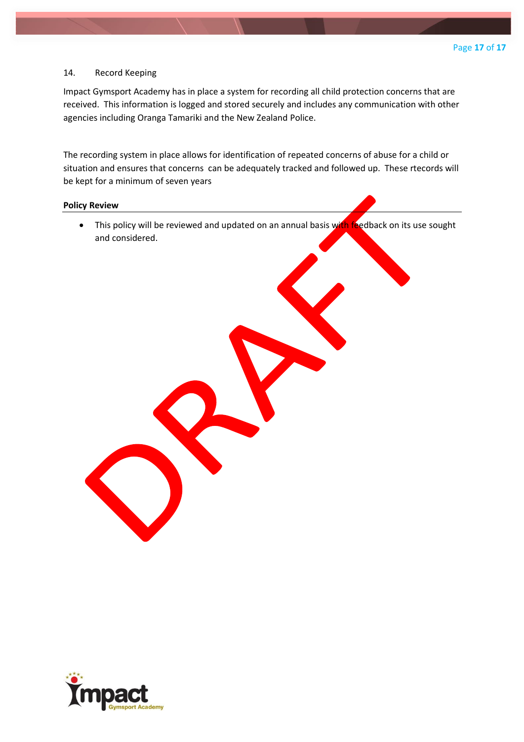14. Record Keeping

Impact Gymsport Academy has in place a system for recording all child protection concerns that are received. This information is logged and stored securely and includes any communication with other agencies including Oranga Tamariki and the New Zealand Police.

The recording system in place allows for identification of repeated concerns of abuse for a child or situation and ensures that concerns can be adequately tracked and followed up. These rtecords will be kept for a minimum of seven years

**Policy Review**

- This policy will be reviewed and updated on an annual basis with feedback on its use sought and considered.

DRAFT